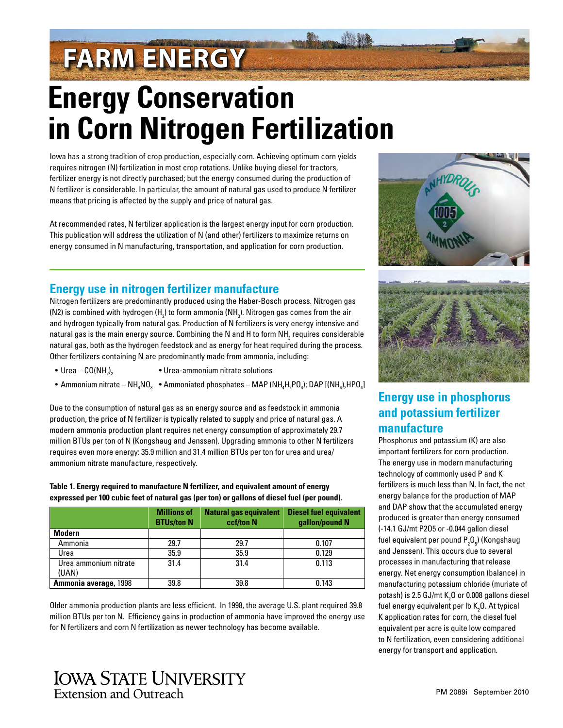FARM ENERGY

# Energy Conservation in Corn Nitrogen Fertilization

Iowa has a strong tradition of crop production, especially corn. Achieving optimum corn yields requires nitrogen (N) fertilization in most crop rotations. Unlike buying diesel for tractors, fertilizer energy is not directly purchased; but the energy consumed during the production of N fertilizer is considerable. In particular, the amount of natural gas used to produce N fertilizer means that pricing is affected by the supply and price of natural gas.

At recommended rates, N fertilizer application is the largest energy input for corn production. This publication will address the utilization of N (and other) fertilizers to maximize returns on energy consumed in N manufacturing, transportation, and application for corn production.

## Energy use in nitrogen fertilizer manufacture

Nitrogen fertilizers are predominantly produced using the Haber-Bosch process. Nitrogen gas (N2) is combined with hydrogen ($H_2$) to form ammonia ($NH_3$). Nitrogen gas comes from the air and hydrogen typically from natural gas. Production of N fertilizers is very energy intensive and natural gas is the main energy source. Combining the N and H to form $NH_3$ requires considerable natural gas, both as the hydrogen feedstock and as energy for heat required during the process. Other fertilizers containing N are predominantly made from ammonia, including:

- Urea – $CO(NH_2)_2$
- Urea-ammonium nitrate solutions
- Ammonium nitrate – $NH_4NO_3$
- Ammoniated phosphates – MAP ($NH_4H_2PO_4$); DAP [$(NH_4)_2HPO_4$]

Due to the consumption of natural gas as an energy source and as feedstock in ammonia production, the price of N fertilizer is typically related to supply and price of natural gas. A modern ammonia production plant requires net energy consumption of approximately 29.7 million BTUs per ton of N (Kongshaug and Jenssen). Upgrading ammonia to other N fertilizers requires even more energy: 35.9 million and 31.4 million BTUs per ton for urea and urea/ammonium nitrate manufacture, respectively.

**Table 1. Energy required to manufacture N fertilizer, and equivalent amount of energy expressed per 100 cubic feet of natural gas (per ton) or gallons of diesel fuel (per pound).**

| | Millions of BTUs/ton N | Natural gas equivalent ccf/ton N | Diesel fuel equivalent gallon/pound N |
|---|---|---|---|
| **Modern** | | | |
| Ammonia | 29.7 | 29.7 | 0.107 |
| Urea | 35.9 | 35.9 | 0.129 |
| Urea ammonium nitrate (UAN) | 31.4 | 31.4 | 0.113 |
| **Ammonia average,** 1998 | 39.8 | 39.8 | 0.143 |

Older ammonia production plants are less efficient. In 1998, the average U.S. plant required 39.8 million BTUs per ton N. Efficiency gains in production of ammonia have improved the energy use for N fertilizers and corn N fertilization as newer technology has become available.

## Energy use in phosphorus and potassium fertilizer manufacture

Phosphorus and potassium (K) are also important fertilizers for corn production. The energy use in modern manufacturing technology of commonly used P and K fertilizers is much less than N. In fact, the net energy balance for the production of MAP and DAP show that the accumulated energy produced is greater than energy consumed (-14.1 GJ/mt P2O5 or -0.044 gallon diesel fuel equivalent per pound $P_2O_5$) (Kongshaug and Jenssen). This occurs due to several processes in manufacturing that release energy. Net energy consumption (balance) in manufacturing potassium chloride (muriate of potash) is 2.5 GJ/mt $K_2O$ or 0.008 gallons diesel fuel energy equivalent per lb $K_2O$. At typical K application rates for corn, the diesel fuel equivalent per acre is quite low compared to N fertilization, even considering additional energy for transport and application.

Iowa State University Extension and Outreach

PM 2089i September 2010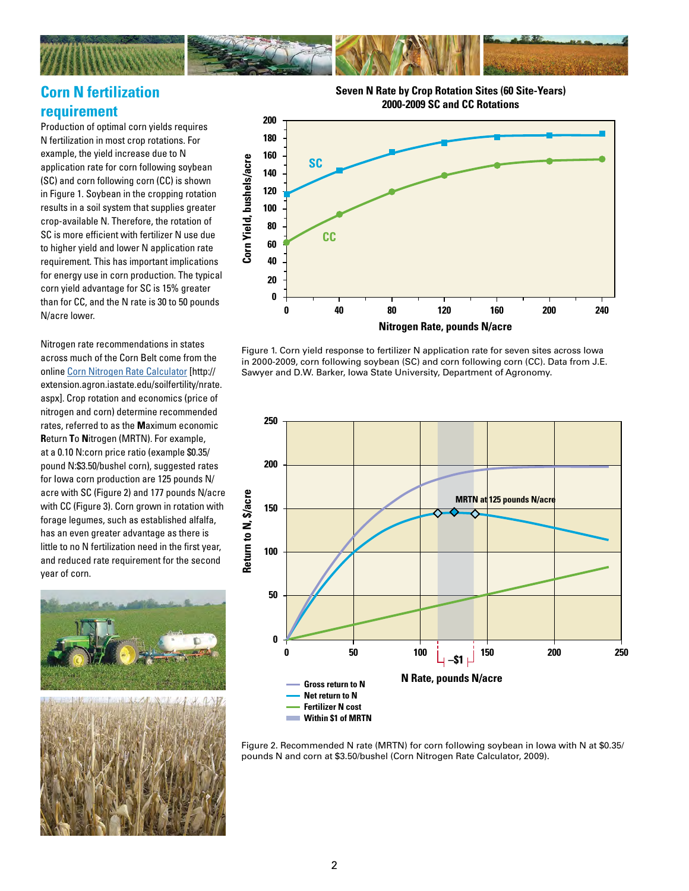## Corn N fertilization requirement

Production of optimal corn yields requires N fertilization in most crop rotations. For example, the yield increase due to N application rate for corn following soybean (SC) and corn following corn (CC) is shown in Figure 1. Soybean in the cropping rotation results in a soil system that supplies greater crop-available N. Therefore, the rotation of SC is more efficient with fertilizer N use due to higher yield and lower N application rate requirement. This has important implications for energy use in corn production. The typical corn yield advantage for SC is 15% greater than for CC, and the N rate is 30 to 50 pounds N/acre lower.

Nitrogen rate recommendations in states across much of the Corn Belt come from the online Corn Nitrogen Rate Calculator [http://extension.agron.iastate.edu/soilfertility/nrate.aspx]. Crop rotation and economics (price of nitrogen and corn) determine recommended rates, referred to as the **M**aximum economic **R**eturn **T**o **N**itrogen (MRTN). For example, at a 0.10 N:corn price ratio (example $0.35/pound N:$3.50/bushel corn), suggested rates for Iowa corn production are 125 pounds N/acre with SC (Figure 2) and 177 pounds N/acre with CC (Figure 3). Corn grown in rotation with forage legumes, such as established alfalfa, has an even greater advantage as there is little to no N fertilization need in the first year, and reduced rate requirement for the second year of corn.

Figure 1. Corn yield response to fertilizer N application rate for seven sites across Iowa in 2000-2009, corn following soybean (SC) and corn following corn (CC). Data from J.E. Sawyer and D.W. Barker, Iowa State University, Department of Agronomy.

Figure 2. Recommended N rate (MRTN) for corn following soybean in Iowa with N at $0.35/pounds N and corn at $3.50/bushel (Corn Nitrogen Rate Calculator, 2009).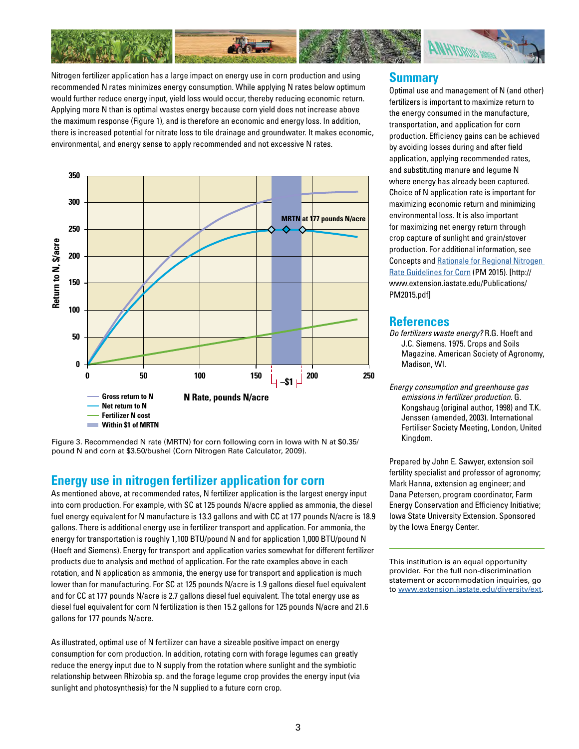Nitrogen fertilizer application has a large impact on energy use in corn production and using recommended N rates minimizes energy consumption. While applying N rates below optimum would further reduce energy input, yield loss would occur, thereby reducing economic return. Applying more N than is optimal wastes energy because corn yield does not increase above the maximum response (Figure 1), and is therefore an economic and energy loss. In addition, there is increased potential for nitrate loss to tile drainage and groundwater. It makes economic, environmental, and energy sense to apply recommended and not excessive N rates.

Return to N, $/acre

350
300
250
200
150
100
50
0

0
50
100
150
200
250

MRTN at 177 pounds N/acre

–$1

N Rate, pounds N/acre

Gross return to N
Net return to N
Fertilizer N cost
Within $1 of MRTN

Figure 3. Recommended N rate (MRTN) for corn following corn in Iowa with N at $0.35/pound N and corn at $3.50/bushel (Corn Nitrogen Rate Calculator, 2009).

## Energy use in nitrogen fertilizer application for corn

As mentioned above, at recommended rates, N fertilizer application is the largest energy input into corn production. For example, with SC at 125 pounds N/acre applied as ammonia, the diesel fuel energy equivalent for N manufacture is 13.3 gallons and with CC at 177 pounds N/acre is 18.9 gallons. There is additional energy use in fertilizer transport and application. For ammonia, the energy for transportation is roughly 1,100 BTU/pound N and for application 1,000 BTU/pound N (Hoeft and Siemens). Energy for transport and application varies somewhat for different fertilizer products due to analysis and method of application. For the rate examples above in each rotation, and N application as ammonia, the energy use for transport and application is much lower than for manufacturing. For SC at 125 pounds N/acre is 1.9 gallons diesel fuel equivalent and for CC at 177 pounds N/acre is 2.7 gallons diesel fuel equivalent. The total energy use as diesel fuel equivalent for corn N fertilization is then 15.2 gallons for 125 pounds N/acre and 21.6 gallons for 177 pounds N/acre.

As illustrated, optimal use of N fertilizer can have a sizeable positive impact on energy consumption for corn production. In addition, rotating corn with forage legumes can greatly reduce the energy input due to N supply from the rotation where sunlight and the symbiotic relationship between Rhizobia sp. and the forage legume crop provides the energy input (via sunlight and photosynthesis) for the N supplied to a future corn crop.

## Summary

Optimal use and management of N (and other) fertilizers is important to maximize return to the energy consumed in the manufacture, transportation, and application for corn production. Efficiency gains can be achieved by avoiding losses during and after field application, applying recommended rates, and substituting manure and legume N where energy has already been captured. Choice of N application rate is important for maximizing economic return and minimizing environmental loss. It is also important for maximizing net energy return through crop capture of sunlight and grain/stover production. For additional information, see Concepts and Rationale for Regional Nitrogen Rate Guidelines for Corn (PM 2015). [http://www.extension.iastate.edu/Publications/PM2015.pdf]

## References

*Do fertilizers waste energy?* R.G. Hoeft and J.C. Siemens. 1975. Crops and Soils Magazine. American Society of Agronomy, Madison, WI.

*Energy consumption and greenhouse gas emissions in fertilizer production.* G. Kongshaug (original author, 1998) and T.K. Jenssen (amended, 2003). International Fertiliser Society Meeting, London, United Kingdom.

Prepared by John E. Sawyer, extension soil fertility specialist and professor of agronomy; Mark Hanna, extension ag engineer; and Dana Petersen, program coordinator, Farm Energy Conservation and Efficiency Initiative; Iowa State University Extension. Sponsored by the Iowa Energy Center.

This institution is an equal opportunity provider. For the full non-discrimination statement or accommodation inquiries, go to www.extension.iastate.edu/diversity/ext.